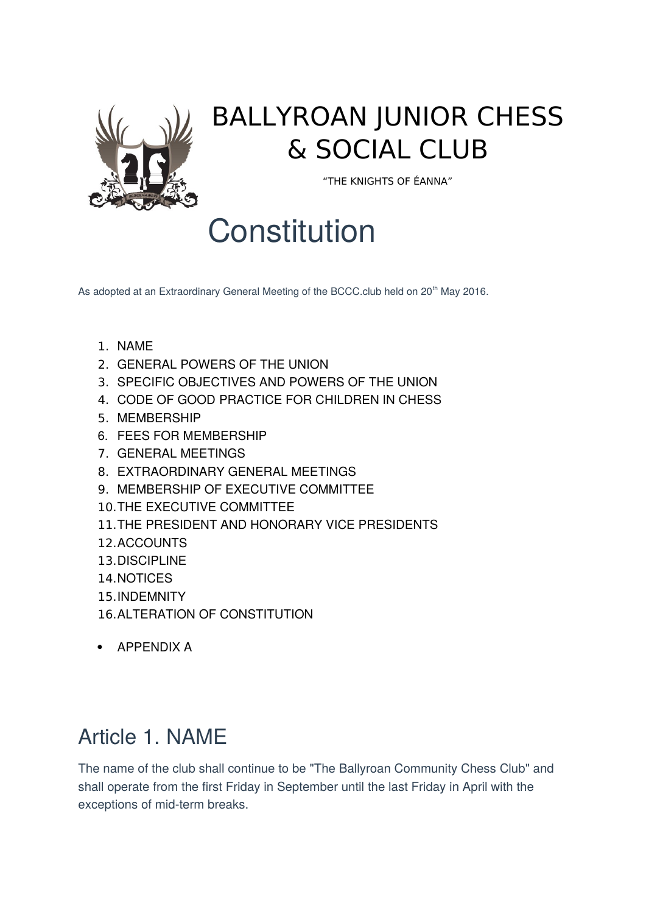# BALLYROAN JUNIOR CHESS & SOCIAL CLUB

"THE KNIGHTS OF ÉANNA"

# Constitution

As adopted at an Extraordinary General Meeting of the BCCC.club held on 20th May 2016.

1. NAME
2. GENERAL POWERS OF THE UNION
3. SPECIFIC OBJECTIVES AND POWERS OF THE UNION
4. CODE OF GOOD PRACTICE FOR CHILDREN IN CHESS
5. MEMBERSHIP
6. FEES FOR MEMBERSHIP
7. GENERAL MEETINGS
8. EXTRAORDINARY GENERAL MEETINGS
9. MEMBERSHIP OF EXECUTIVE COMMITTEE
10. THE EXECUTIVE COMMITTEE
11. THE PRESIDENT AND HONORARY VICE PRESIDENTS
12. ACCOUNTS
13. DISCIPLINE
14. NOTICES
15. INDEMNITY
16. ALTERATION OF CONSTITUTION

- APPENDIX A

## Article 1. NAME

The name of the club shall continue to be "The Ballyroan Community Chess Club" and shall operate from the first Friday in September until the last Friday in April with the exceptions of mid-term breaks.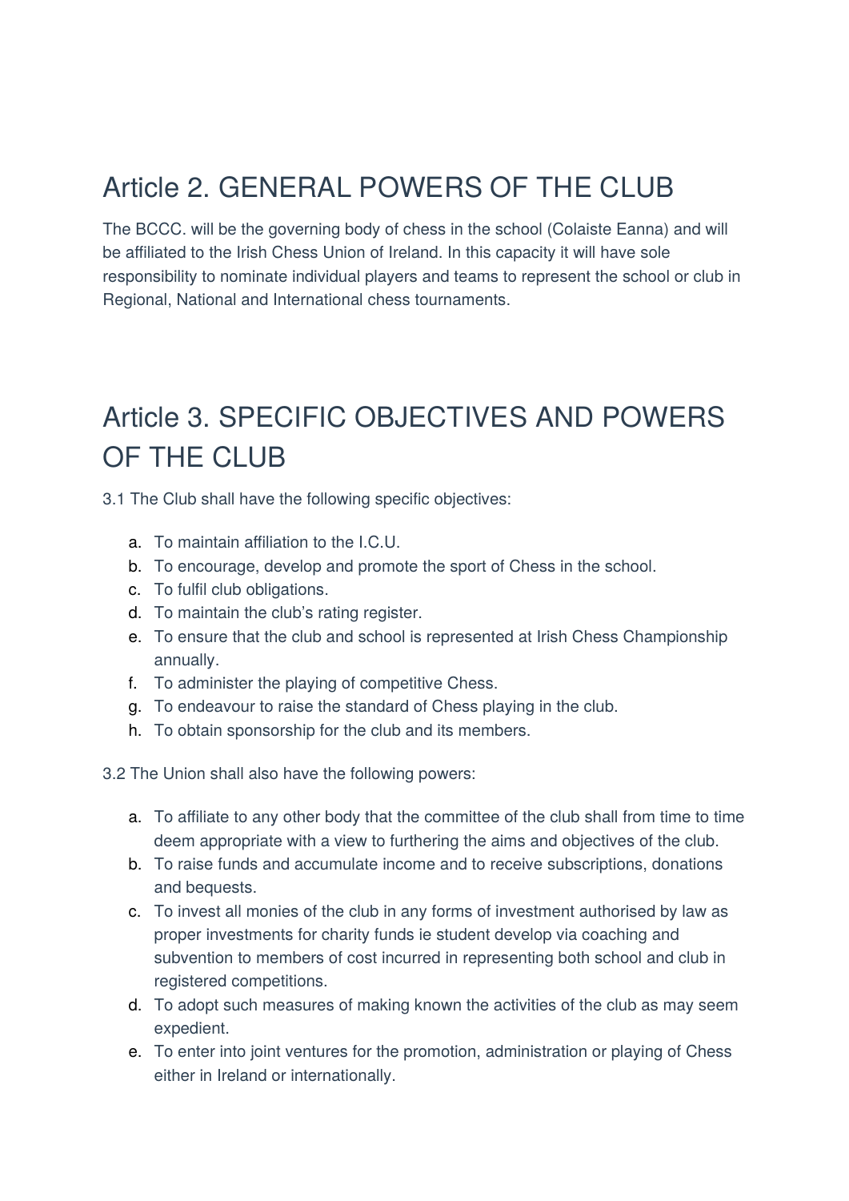## Article 2. GENERAL POWERS OF THE CLUB

The BCCC. will be the governing body of chess in the school (Colaiste Eanna) and will be affiliated to the Irish Chess Union of Ireland. In this capacity it will have sole responsibility to nominate individual players and teams to represent the school or club in Regional, National and International chess tournaments.

## Article 3. SPECIFIC OBJECTIVES AND POWERS OF THE CLUB

3.1 The Club shall have the following specific objectives:

a. To maintain affiliation to the I.C.U.
b. To encourage, develop and promote the sport of Chess in the school.
c. To fulfil club obligations.
d. To maintain the club's rating register.
e. To ensure that the club and school is represented at Irish Chess Championship annually.
f. To administer the playing of competitive Chess.
g. To endeavour to raise the standard of Chess playing in the club.
h. To obtain sponsorship for the club and its members.

3.2 The Union shall also have the following powers:

a. To affiliate to any other body that the committee of the club shall from time to time deem appropriate with a view to furthering the aims and objectives of the club.
b. To raise funds and accumulate income and to receive subscriptions, donations and bequests.
c. To invest all monies of the club in any forms of investment authorised by law as proper investments for charity funds ie student develop via coaching and subvention to members of cost incurred in representing both school and club in registered competitions.
d. To adopt such measures of making known the activities of the club as may seem expedient.
e. To enter into joint ventures for the promotion, administration or playing of Chess either in Ireland or internationally.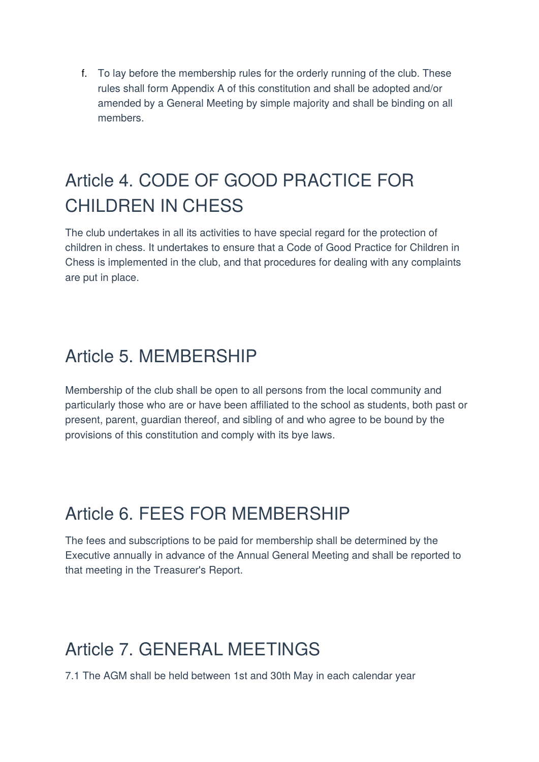f. To lay before the membership rules for the orderly running of the club. These rules shall form Appendix A of this constitution and shall be adopted and/or amended by a General Meeting by simple majority and shall be binding on all members.

## Article 4. CODE OF GOOD PRACTICE FOR CHILDREN IN CHESS

The club undertakes in all its activities to have special regard for the protection of children in chess. It undertakes to ensure that a Code of Good Practice for Children in Chess is implemented in the club, and that procedures for dealing with any complaints are put in place.

## Article 5. MEMBERSHIP

Membership of the club shall be open to all persons from the local community and particularly those who are or have been affiliated to the school as students, both past or present, parent, guardian thereof, and sibling of and who agree to be bound by the provisions of this constitution and comply with its bye laws.

## Article 6. FEES FOR MEMBERSHIP

The fees and subscriptions to be paid for membership shall be determined by the Executive annually in advance of the Annual General Meeting and shall be reported to that meeting in the Treasurer's Report.

## Article 7. GENERAL MEETINGS

7.1 The AGM shall be held between 1st and 30th May in each calendar year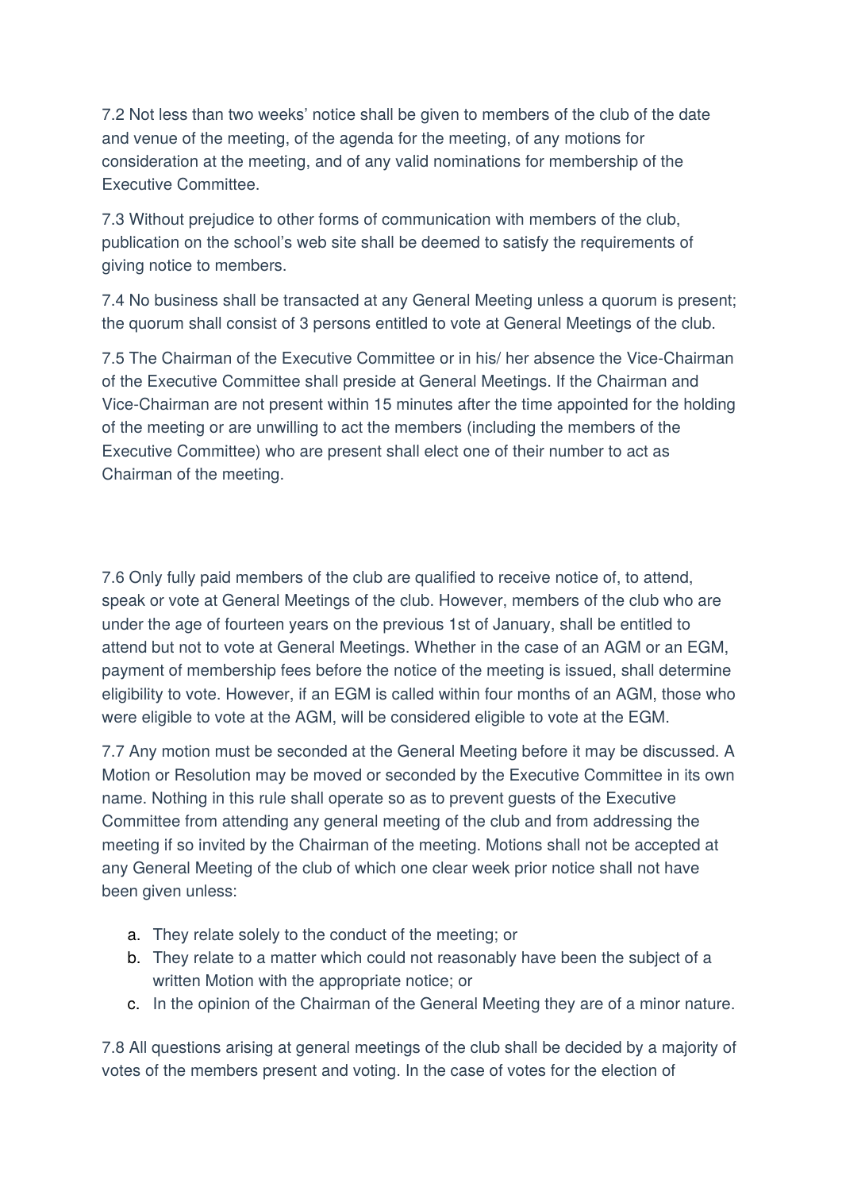7.2 Not less than two weeks' notice shall be given to members of the club of the date and venue of the meeting, of the agenda for the meeting, of any motions for consideration at the meeting, and of any valid nominations for membership of the Executive Committee.

7.3 Without prejudice to other forms of communication with members of the club, publication on the school's web site shall be deemed to satisfy the requirements of giving notice to members.

7.4 No business shall be transacted at any General Meeting unless a quorum is present; the quorum shall consist of 3 persons entitled to vote at General Meetings of the club.

7.5 The Chairman of the Executive Committee or in his/ her absence the Vice-Chairman of the Executive Committee shall preside at General Meetings. If the Chairman and Vice-Chairman are not present within 15 minutes after the time appointed for the holding of the meeting or are unwilling to act the members (including the members of the Executive Committee) who are present shall elect one of their number to act as Chairman of the meeting.

7.6 Only fully paid members of the club are qualified to receive notice of, to attend, speak or vote at General Meetings of the club. However, members of the club who are under the age of fourteen years on the previous 1st of January, shall be entitled to attend but not to vote at General Meetings. Whether in the case of an AGM or an EGM, payment of membership fees before the notice of the meeting is issued, shall determine eligibility to vote. However, if an EGM is called within four months of an AGM, those who were eligible to vote at the AGM, will be considered eligible to vote at the EGM.

7.7 Any motion must be seconded at the General Meeting before it may be discussed. A Motion or Resolution may be moved or seconded by the Executive Committee in its own name. Nothing in this rule shall operate so as to prevent guests of the Executive Committee from attending any general meeting of the club and from addressing the meeting if so invited by the Chairman of the meeting. Motions shall not be accepted at any General Meeting of the club of which one clear week prior notice shall not have been given unless:

a. They relate solely to the conduct of the meeting; or
b. They relate to a matter which could not reasonably have been the subject of a written Motion with the appropriate notice; or
c. In the opinion of the Chairman of the General Meeting they are of a minor nature.

7.8 All questions arising at general meetings of the club shall be decided by a majority of votes of the members present and voting. In the case of votes for the election of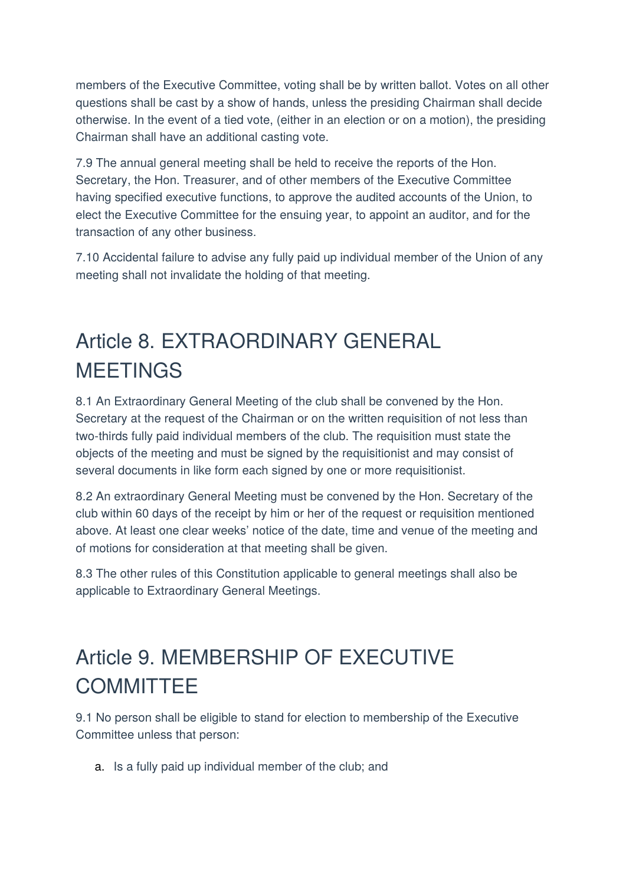members of the Executive Committee, voting shall be by written ballot. Votes on all other questions shall be cast by a show of hands, unless the presiding Chairman shall decide otherwise. In the event of a tied vote, (either in an election or on a motion), the presiding Chairman shall have an additional casting vote.

7.9 The annual general meeting shall be held to receive the reports of the Hon. Secretary, the Hon. Treasurer, and of other members of the Executive Committee having specified executive functions, to approve the audited accounts of the Union, to elect the Executive Committee for the ensuing year, to appoint an auditor, and for the transaction of any other business.

7.10 Accidental failure to advise any fully paid up individual member of the Union of any meeting shall not invalidate the holding of that meeting.

# Article 8. EXTRAORDINARY GENERAL MEETINGS

8.1 An Extraordinary General Meeting of the club shall be convened by the Hon. Secretary at the request of the Chairman or on the written requisition of not less than two-thirds fully paid individual members of the club. The requisition must state the objects of the meeting and must be signed by the requisitionist and may consist of several documents in like form each signed by one or more requisitionist.

8.2 An extraordinary General Meeting must be convened by the Hon. Secretary of the club within 60 days of the receipt by him or her of the request or requisition mentioned above. At least one clear weeks' notice of the date, time and venue of the meeting and of motions for consideration at that meeting shall be given.

8.3 The other rules of this Constitution applicable to general meetings shall also be applicable to Extraordinary General Meetings.

# Article 9. MEMBERSHIP OF EXECUTIVE COMMITTEE

9.1 No person shall be eligible to stand for election to membership of the Executive Committee unless that person:

a. Is a fully paid up individual member of the club; and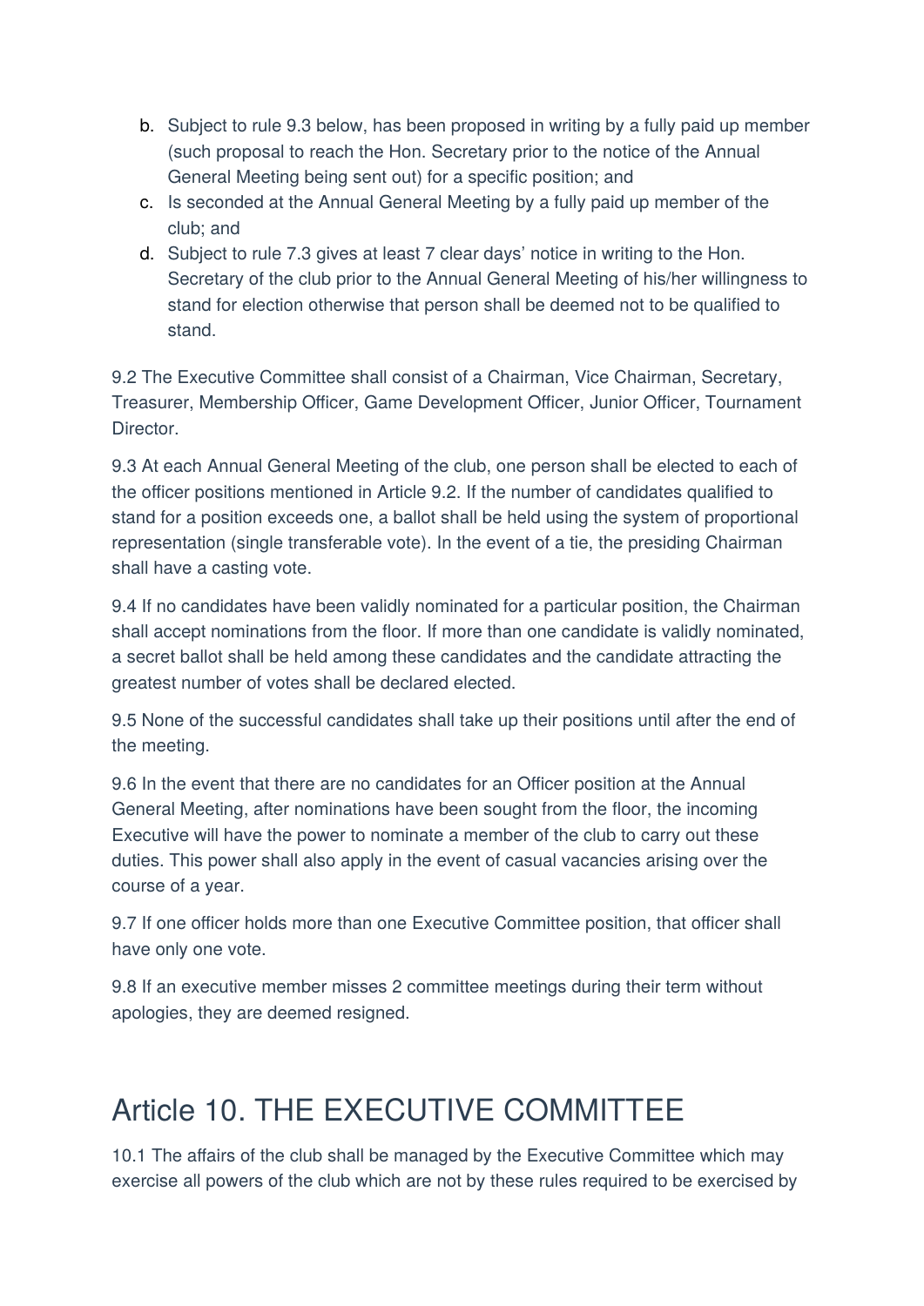b. Subject to rule 9.3 below, has been proposed in writing by a fully paid up member (such proposal to reach the Hon. Secretary prior to the notice of the Annual General Meeting being sent out) for a specific position; and
c. Is seconded at the Annual General Meeting by a fully paid up member of the club; and
d. Subject to rule 7.3 gives at least 7 clear days' notice in writing to the Hon. Secretary of the club prior to the Annual General Meeting of his/her willingness to stand for election otherwise that person shall be deemed not to be qualified to stand.

9.2 The Executive Committee shall consist of a Chairman, Vice Chairman, Secretary, Treasurer, Membership Officer, Game Development Officer, Junior Officer, Tournament Director.

9.3 At each Annual General Meeting of the club, one person shall be elected to each of the officer positions mentioned in Article 9.2. If the number of candidates qualified to stand for a position exceeds one, a ballot shall be held using the system of proportional representation (single transferable vote). In the event of a tie, the presiding Chairman shall have a casting vote.

9.4 If no candidates have been validly nominated for a particular position, the Chairman shall accept nominations from the floor. If more than one candidate is validly nominated, a secret ballot shall be held among these candidates and the candidate attracting the greatest number of votes shall be declared elected.

9.5 None of the successful candidates shall take up their positions until after the end of the meeting.

9.6 In the event that there are no candidates for an Officer position at the Annual General Meeting, after nominations have been sought from the floor, the incoming Executive will have the power to nominate a member of the club to carry out these duties. This power shall also apply in the event of casual vacancies arising over the course of a year.

9.7 If one officer holds more than one Executive Committee position, that officer shall have only one vote.

9.8 If an executive member misses 2 committee meetings during their term without apologies, they are deemed resigned.

# Article 10. THE EXECUTIVE COMMITTEE

10.1 The affairs of the club shall be managed by the Executive Committee which may exercise all powers of the club which are not by these rules required to be exercised by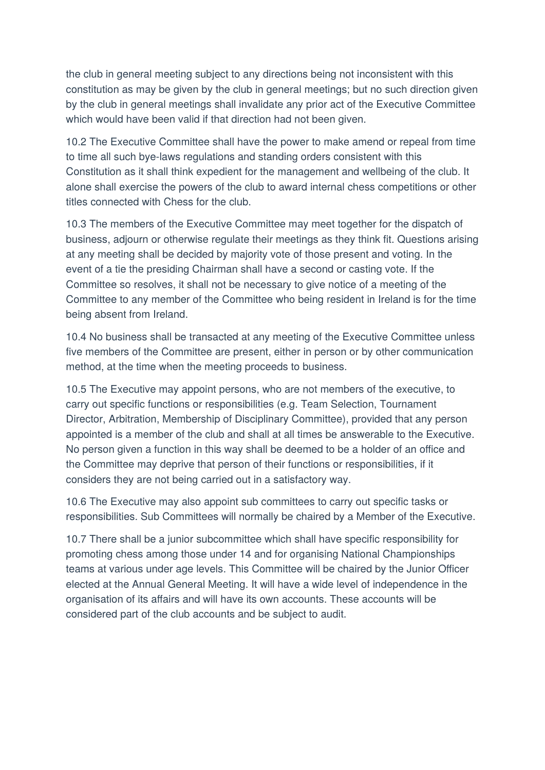the club in general meeting subject to any directions being not inconsistent with this constitution as may be given by the club in general meetings; but no such direction given by the club in general meetings shall invalidate any prior act of the Executive Committee which would have been valid if that direction had not been given.

10.2 The Executive Committee shall have the power to make amend or repeal from time to time all such bye-laws regulations and standing orders consistent with this Constitution as it shall think expedient for the management and wellbeing of the club. It alone shall exercise the powers of the club to award internal chess competitions or other titles connected with Chess for the club.

10.3 The members of the Executive Committee may meet together for the dispatch of business, adjourn or otherwise regulate their meetings as they think fit. Questions arising at any meeting shall be decided by majority vote of those present and voting. In the event of a tie the presiding Chairman shall have a second or casting vote. If the Committee so resolves, it shall not be necessary to give notice of a meeting of the Committee to any member of the Committee who being resident in Ireland is for the time being absent from Ireland.

10.4 No business shall be transacted at any meeting of the Executive Committee unless five members of the Committee are present, either in person or by other communication method, at the time when the meeting proceeds to business.

10.5 The Executive may appoint persons, who are not members of the executive, to carry out specific functions or responsibilities (e.g. Team Selection, Tournament Director, Arbitration, Membership of Disciplinary Committee), provided that any person appointed is a member of the club and shall at all times be answerable to the Executive. No person given a function in this way shall be deemed to be a holder of an office and the Committee may deprive that person of their functions or responsibilities, if it considers they are not being carried out in a satisfactory way.

10.6 The Executive may also appoint sub committees to carry out specific tasks or responsibilities. Sub Committees will normally be chaired by a Member of the Executive.

10.7 There shall be a junior subcommittee which shall have specific responsibility for promoting chess among those under 14 and for organising National Championships teams at various under age levels. This Committee will be chaired by the Junior Officer elected at the Annual General Meeting. It will have a wide level of independence in the organisation of its affairs and will have its own accounts. These accounts will be considered part of the club accounts and be subject to audit.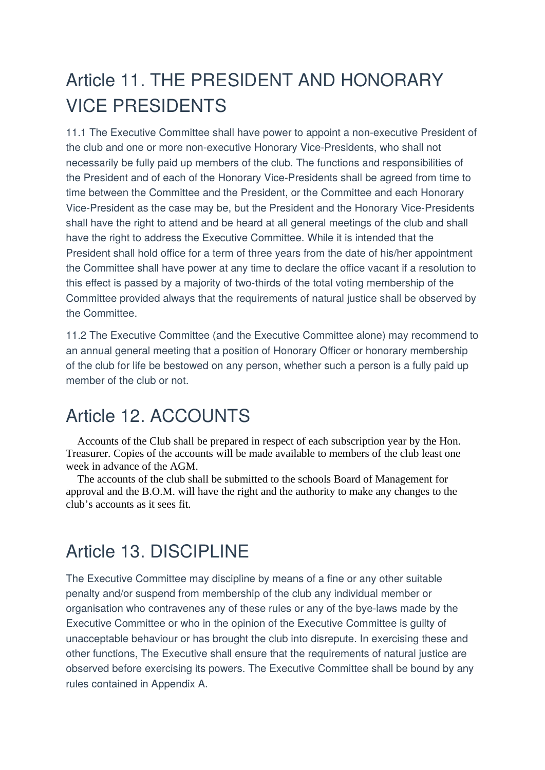# Article 11. THE PRESIDENT AND HONORARY VICE PRESIDENTS

11.1 The Executive Committee shall have power to appoint a non-executive President of the club and one or more non-executive Honorary Vice-Presidents, who shall not necessarily be fully paid up members of the club. The functions and responsibilities of the President and of each of the Honorary Vice-Presidents shall be agreed from time to time between the Committee and the President, or the Committee and each Honorary Vice-President as the case may be, but the President and the Honorary Vice-Presidents shall have the right to attend and be heard at all general meetings of the club and shall have the right to address the Executive Committee. While it is intended that the President shall hold office for a term of three years from the date of his/her appointment the Committee shall have power at any time to declare the office vacant if a resolution to this effect is passed by a majority of two-thirds of the total voting membership of the Committee provided always that the requirements of natural justice shall be observed by the Committee.

11.2 The Executive Committee (and the Executive Committee alone) may recommend to an annual general meeting that a position of Honorary Officer or honorary membership of the club for life be bestowed on any person, whether such a person is a fully paid up member of the club or not.

# Article 12. ACCOUNTS

Accounts of the Club shall be prepared in respect of each subscription year by the Hon. Treasurer. Copies of the accounts will be made available to members of the club least one week in advance of the AGM.

The accounts of the club shall be submitted to the schools Board of Management for approval and the B.O.M. will have the right and the authority to make any changes to the club's accounts as it sees fit.

# Article 13. DISCIPLINE

The Executive Committee may discipline by means of a fine or any other suitable penalty and/or suspend from membership of the club any individual member or organisation who contravenes any of these rules or any of the bye-laws made by the Executive Committee or who in the opinion of the Executive Committee is guilty of unacceptable behaviour or has brought the club into disrepute. In exercising these and other functions, The Executive shall ensure that the requirements of natural justice are observed before exercising its powers. The Executive Committee shall be bound by any rules contained in Appendix A.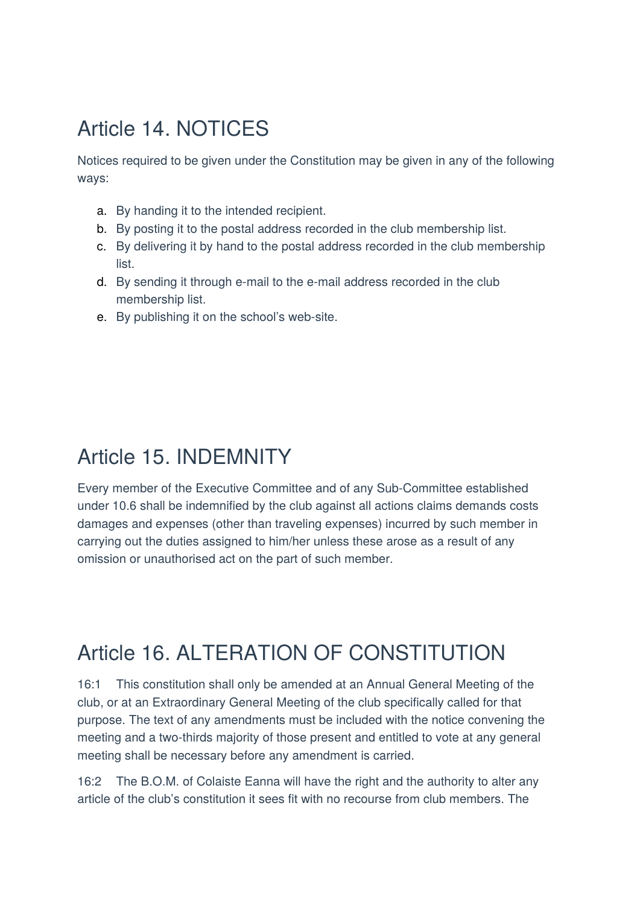# Article 14. NOTICES

Notices required to be given under the Constitution may be given in any of the following ways:

a. By handing it to the intended recipient.
b. By posting it to the postal address recorded in the club membership list.
c. By delivering it by hand to the postal address recorded in the club membership list.
d. By sending it through e-mail to the e-mail address recorded in the club membership list.
e. By publishing it on the school's web-site.

# Article 15. INDEMNITY

Every member of the Executive Committee and of any Sub-Committee established under 10.6 shall be indemnified by the club against all actions claims demands costs damages and expenses (other than traveling expenses) incurred by such member in carrying out the duties assigned to him/her unless these arose as a result of any omission or unauthorised act on the part of such member.

# Article 16. ALTERATION OF CONSTITUTION

16:1 This constitution shall only be amended at an Annual General Meeting of the club, or at an Extraordinary General Meeting of the club specifically called for that purpose. The text of any amendments must be included with the notice convening the meeting and a two-thirds majority of those present and entitled to vote at any general meeting shall be necessary before any amendment is carried.

16:2 The B.O.M. of Colaiste Eanna will have the right and the authority to alter any article of the club's constitution it sees fit with no recourse from club members. The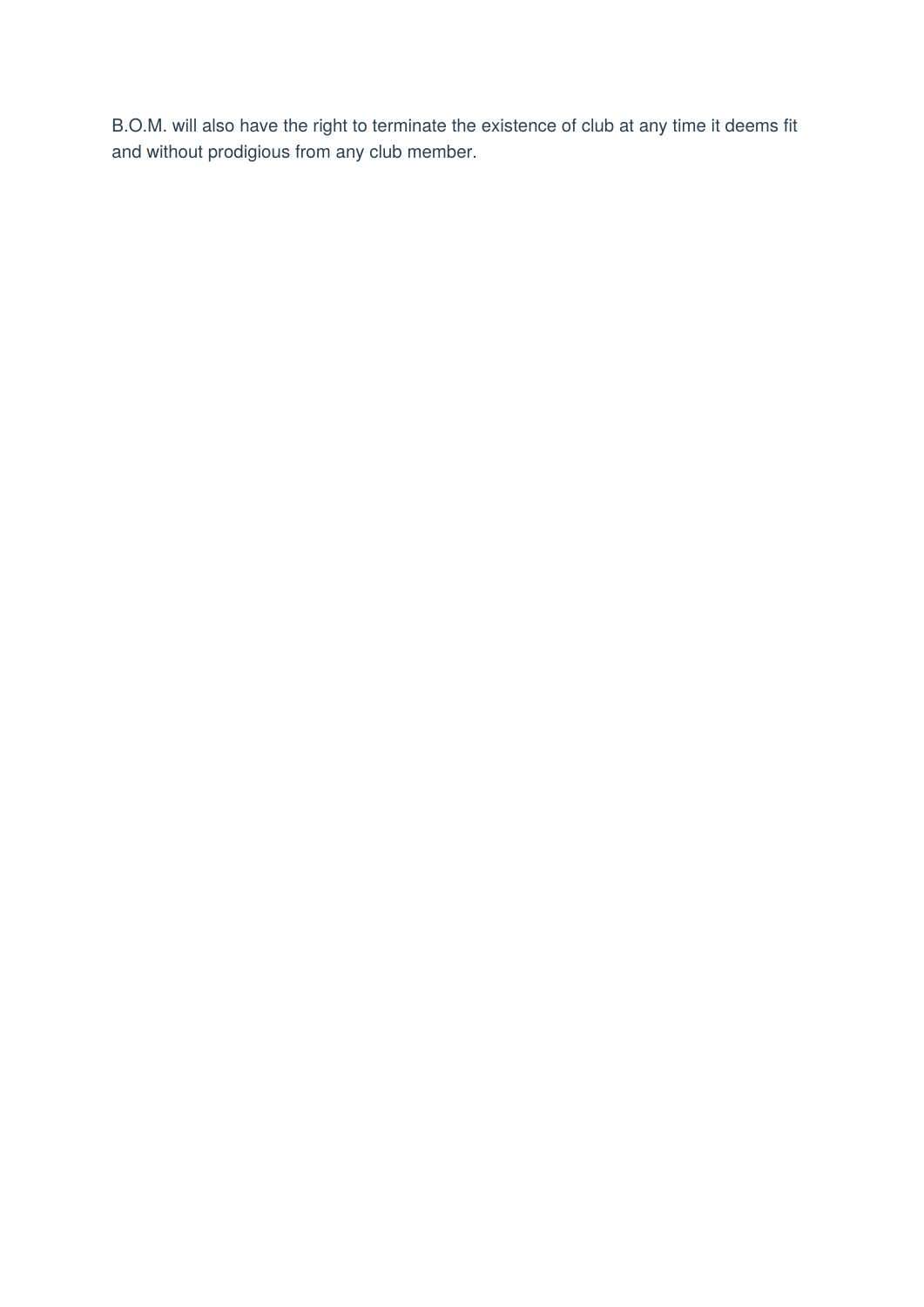B.O.M. will also have the right to terminate the existence of club at any time it deems fit and without prodigious from any club member.